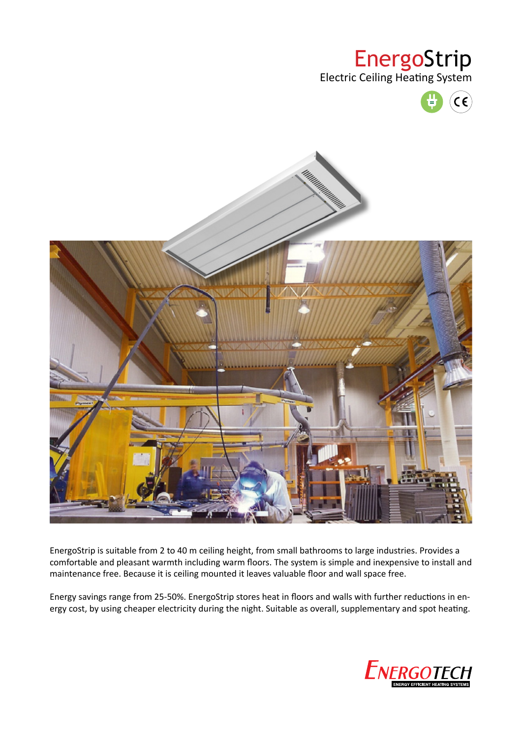# EnergoStrip

Electric Ceiling Heating System

EnergoStrip is suitable from 2 to 40 m ceiling height, from small bathrooms to large industries. Provides a comfortable and pleasant warmth including warm floors. The system is simple and inexpensive to install and maintenance free. Because it is ceiling mounted it leaves valuable floor and wall space free.

Energy savings range from 25-50%. EnergoStrip stores heat in floors and walls with further reductions in energy cost, by using cheaper electricity during the night. Suitable as overall, supplementary and spot heating.

ENERGOTECH

ENERGY EFFICIENT HEATING SYSTEMS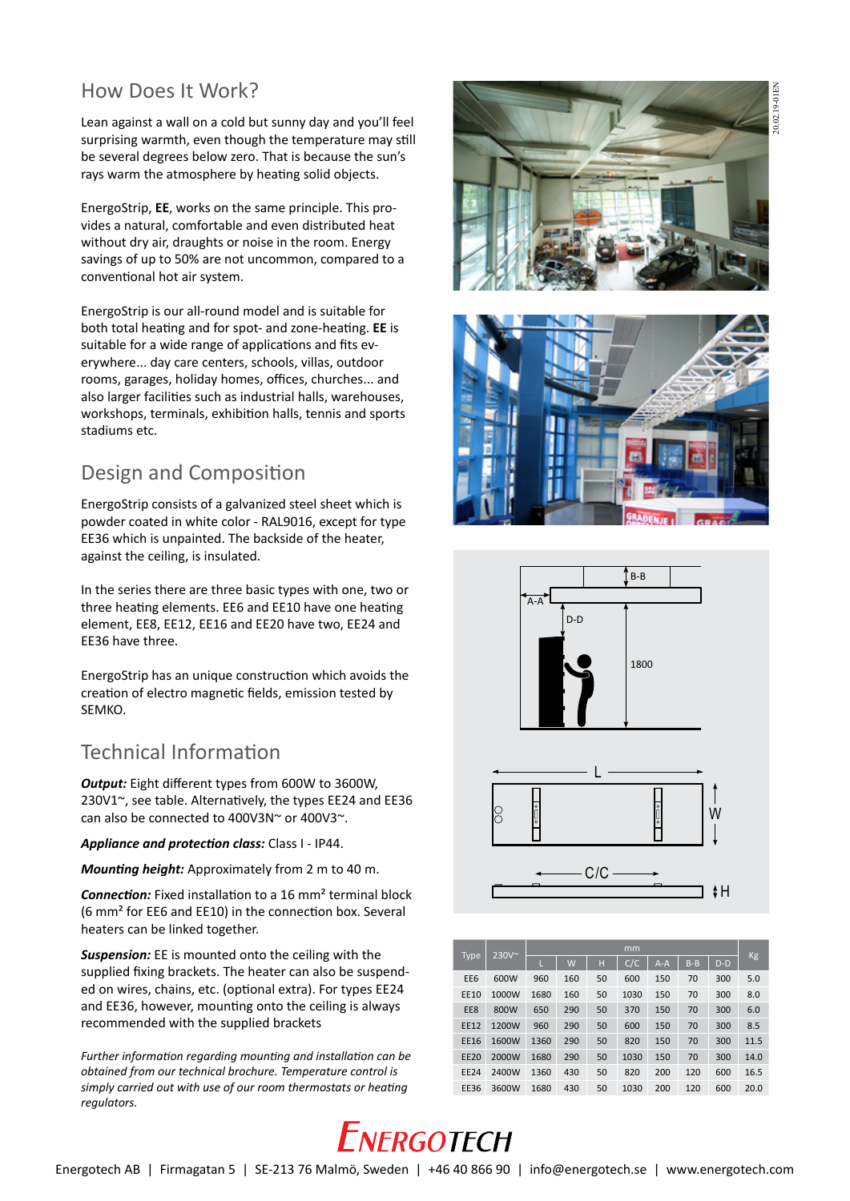## How Does It Work?

Lean against a wall on a cold but sunny day and you'll feel surprising warmth, even though the temperature may still be several degrees below zero. That is because the sun's rays warm the atmosphere by heating solid objects.

EnergoStrip, **EE**, works on the same principle. This provides a natural, comfortable and even distributed heat without dry air, draughts or noise in the room. Energy savings of up to 50% are not uncommon, compared to a conventional hot air system.

EnergoStrip is our all-round model and is suitable for both total heating and for spot- and zone-heating. **EE** is suitable for a wide range of applications and fits everywhere... day care centers, schools, villas, outdoor rooms, garages, holiday homes, offices, churches... and also larger facilities such as industrial halls, warehouses, workshops, terminals, exhibition halls, tennis and sports stadiums etc.

## Design and Composition

EnergoStrip consists of a galvanized steel sheet which is powder coated in white color - RAL9016, except for type EE36 which is unpainted. The backside of the heater, against the ceiling, is insulated.

In the series there are three basic types with one, two or three heating elements. EE6 and EE10 have one heating element, EE8, EE12, EE16 and EE20 have two, EE24 and EE36 have three.

EnergoStrip has an unique construction which avoids the creation of electro magnetic fields, emission tested by SEMKO.

## Technical Information

***Output:*** Eight different types from 600W to 3600W, 230V1~, see table. Alternatively, the types EE24 and EE36 can also be connected to 400V3N~ or 400V3~.

***Appliance and protection class:*** Class I - IP44.

***Mounting height:*** Approximately from 2 m to 40 m.

***Connection:*** Fixed installation to a 16 mm² terminal block (6 mm² for EE6 and EE10) in the connection box. Several heaters can be linked together.

***Suspension:*** EE is mounted onto the ceiling with the supplied fixing brackets. The heater can also be suspended on wires, chains, etc. (optional extra). For types EE24 and EE36, however, mounting onto the ceiling is always recommended with the supplied brackets

*Further information regarding mounting and installation can be obtained from our technical brochure. Temperature control is simply carried out with use of our room thermostats or heating regulators.*

B-B
A-A
D-D
1800
L
W
C/C
H

| Type | 230V~ | mm | | | | | | | | Kg |
|---|---|---|---|---|---|---|---|---|---|---|
| | | L | W | H | C/C | A-A | B-B | D-D | | |
| EE6 | 600W | 960 | 160 | 50 | 600 | 150 | 70 | 300 | | 5.0 |
| EE10 | 1000W | 1680 | 160 | 50 | 1030 | 150 | 70 | 300 | | 8.0 |
| EE8 | 800W | 650 | 290 | 50 | 370 | 150 | 70 | 300 | | 6.0 |
| EE12 | 1200W | 960 | 290 | 50 | 600 | 150 | 70 | 300 | | 8.5 |
| EE16 | 1600W | 1360 | 290 | 50 | 820 | 150 | 70 | 300 | | 11.5 |
| EE20 | 2000W | 1680 | 290 | 50 | 1030 | 150 | 70 | 300 | | 14.0 |
| EE24 | 2400W | 1360 | 430 | 50 | 820 | 200 | 120 | 600 | | 16.5 |
| EE36 | 3600W | 1680 | 430 | 50 | 1030 | 200 | 120 | 600 | | 20.0 |

ENERGOTECH

Energotech AB | Firmagatan 5 | SE-213 76 Malmö, Sweden | +46 40 866 90 | info@energotech.se | www.energotech.com